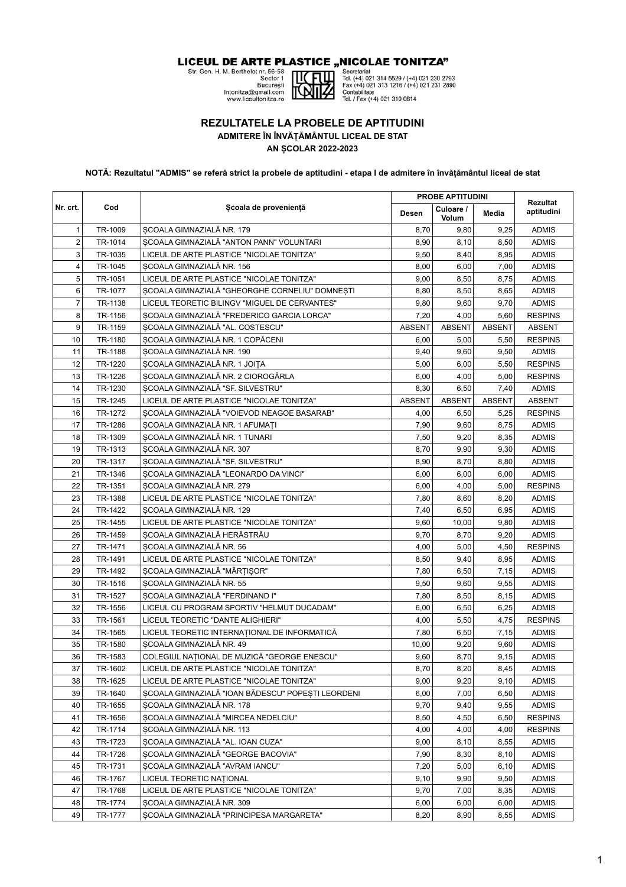**LICEUL DE ARTE PLASTICE „NICOLAE TONITZA"**

Str. Gen. H. M. Berthelot nr. 56-58
Sector 1
București
lntonitza@gmail.com
www.liceultonitza.ro

Secretariat
Tel. (+4) 021 314 5529 / (+4) 021 230 2793
Fax (+4) 021 313 1216 / (+4) 021 231 2890
Contabilitate
Tel. / Fax (+4) 021 310 0814

## REZULTATELE LA PROBELE DE APTITUDINI

### ADMITERE ÎN ÎNVĂȚĂMÂNTUL LICEAL DE STAT

### AN ȘCOLAR 2022-2023

**NOTĂ: Rezultatul "ADMIS" se referă strict la probele de aptitudini - etapa I de admitere în învățământul liceal de stat**

| Nr. crt. | Cod | Școala de proveniență | PROBE APTITUDINI | | | Rezultat aptitudini |
|---|---|---|---|---|---|---|
| | | | Desen | Culoare / Volum | Media | |
| 1 | TR-1009 | ȘCOALA GIMNAZIALĂ NR. 179 | 8,70 | 9,80 | 9,25 | ADMIS |
| 2 | TR-1014 | ȘCOALA GIMNAZIALĂ "ANTON PANN" VOLUNTARI | 8,90 | 8,10 | 8,50 | ADMIS |
| 3 | TR-1035 | LICEUL DE ARTE PLASTICE "NICOLAE TONITZA" | 9,50 | 8,40 | 8,95 | ADMIS |
| 4 | TR-1045 | ȘCOALA GIMNAZIALĂ NR. 156 | 8,00 | 6,00 | 7,00 | ADMIS |
| 5 | TR-1051 | LICEUL DE ARTE PLASTICE "NICOLAE TONITZA" | 9,00 | 8,50 | 8,75 | ADMIS |
| 6 | TR-1077 | ȘCOALA GIMNAZIALĂ "GHEORGHE CORNELIU" DOMNEȘTI | 8,80 | 8,50 | 8,65 | ADMIS |
| 7 | TR-1138 | LICEUL TEORETIC BILINGV "MIGUEL DE CERVANTES" | 9,80 | 9,60 | 9,70 | ADMIS |
| 8 | TR-1156 | ȘCOALA GIMNAZIALĂ "FREDERICO GARCIA LORCA" | 7,20 | 4,00 | 5,60 | RESPINS |
| 9 | TR-1159 | ȘCOALA GIMNAZIALĂ "AL. COSTESCU" | ABSENT | ABSENT | ABSENT | ABSENT |
| 10 | TR-1180 | ȘCOALA GIMNAZIALĂ NR. 1 COPĂCENI | 6,00 | 5,00 | 5,50 | RESPINS |
| 11 | TR-1188 | ȘCOALA GIMNAZIALĂ NR. 190 | 9,40 | 9,60 | 9,50 | ADMIS |
| 12 | TR-1220 | ȘCOALA GIMNAZIALĂ NR. 1 JOIȚA | 5,00 | 6,00 | 5,50 | RESPINS |
| 13 | TR-1226 | ȘCOALA GIMNAZIALĂ NR. 2 CIOROGÂRLA | 6,00 | 4,00 | 5,00 | RESPINS |
| 14 | TR-1230 | ȘCOALA GIMNAZIALĂ "SF. SILVESTRU" | 8,30 | 6,50 | 7,40 | ADMIS |
| 15 | TR-1245 | LICEUL DE ARTE PLASTICE "NICOLAE TONITZA" | ABSENT | ABSENT | ABSENT | ABSENT |
| 16 | TR-1272 | ȘCOALA GIMNAZIALĂ "VOIEVOD NEAGOE BASARAB" | 4,00 | 6,50 | 5,25 | RESPINS |
| 17 | TR-1286 | ȘCOALA GIMNAZIALĂ NR. 1 AFUMAȚI | 7,90 | 9,60 | 8,75 | ADMIS |
| 18 | TR-1309 | ȘCOALA GIMNAZIALĂ NR. 1 TUNARI | 7,50 | 9,20 | 8,35 | ADMIS |
| 19 | TR-1313 | ȘCOALA GIMNAZIALĂ NR. 307 | 8,70 | 9,90 | 9,30 | ADMIS |
| 20 | TR-1317 | ȘCOALA GIMNAZIALĂ "SF. SILVESTRU" | 8,90 | 8,70 | 8,80 | ADMIS |
| 21 | TR-1346 | ȘCOALA GIMNAZIALĂ "LEONARDO DA VINCI" | 6,00 | 6,00 | 6,00 | ADMIS |
| 22 | TR-1351 | ȘCOALA GIMNAZIALĂ NR. 279 | 6,00 | 4,00 | 5,00 | RESPINS |
| 23 | TR-1388 | LICEUL DE ARTE PLASTICE "NICOLAE TONITZA" | 7,80 | 8,60 | 8,20 | ADMIS |
| 24 | TR-1422 | ȘCOALA GIMNAZIALĂ NR. 129 | 7,40 | 6,50 | 6,95 | ADMIS |
| 25 | TR-1455 | LICEUL DE ARTE PLASTICE "NICOLAE TONITZA" | 9,60 | 10,00 | 9,80 | ADMIS |
| 26 | TR-1459 | ȘCOALA GIMNAZIALĂ HERĂSTRĂU | 9,70 | 8,70 | 9,20 | ADMIS |
| 27 | TR-1471 | ȘCOALA GIMNAZIALĂ NR. 56 | 4,00 | 5,00 | 4,50 | RESPINS |
| 28 | TR-1491 | LICEUL DE ARTE PLASTICE "NICOLAE TONITZA" | 8,50 | 9,40 | 8,95 | ADMIS |
| 29 | TR-1492 | ȘCOALA GIMNAZIALĂ "MĂRȚIȘOR" | 7,80 | 6,50 | 7,15 | ADMIS |
| 30 | TR-1516 | ȘCOALA GIMNAZIALĂ NR. 55 | 9,50 | 9,60 | 9,55 | ADMIS |
| 31 | TR-1527 | ȘCOALA GIMNAZIALĂ "FERDINAND I" | 7,80 | 8,50 | 8,15 | ADMIS |
| 32 | TR-1556 | LICEUL CU PROGRAM SPORTIV "HELMUT DUCADAM" | 6,00 | 6,50 | 6,25 | ADMIS |
| 33 | TR-1561 | LICEUL TEORETIC "DANTE ALIGHIERI" | 4,00 | 5,50 | 4,75 | RESPINS |
| 34 | TR-1565 | LICEUL TEORETIC INTERNAȚIONAL DE INFORMATICĂ | 7,80 | 6,50 | 7,15 | ADMIS |
| 35 | TR-1580 | ȘCOALA GIMNAZIALĂ NR. 49 | 10,00 | 9,20 | 9,60 | ADMIS |
| 36 | TR-1583 | COLEGIUL NAȚIONAL DE MUZICĂ "GEORGE ENESCU" | 9,60 | 8,70 | 9,15 | ADMIS |
| 37 | TR-1602 | LICEUL DE ARTE PLASTICE "NICOLAE TONITZA" | 8,70 | 8,20 | 8,45 | ADMIS |
| 38 | TR-1625 | LICEUL DE ARTE PLASTICE "NICOLAE TONITZA" | 9,00 | 9,20 | 9,10 | ADMIS |
| 39 | TR-1640 | ȘCOALA GIMNAZIALĂ "IOAN BĂDESCU" POPEȘTI LEORDENI | 6,00 | 7,00 | 6,50 | ADMIS |
| 40 | TR-1655 | ȘCOALA GIMNAZIALĂ NR. 178 | 9,70 | 9,40 | 9,55 | ADMIS |
| 41 | TR-1656 | ȘCOALA GIMNAZIALĂ "MIRCEA NEDELCIU" | 8,50 | 4,50 | 6,50 | RESPINS |
| 42 | TR-1714 | ȘCOALA GIMNAZIALĂ NR. 113 | 4,00 | 4,00 | 4,00 | RESPINS |
| 43 | TR-1723 | ȘCOALA GIMNAZIALĂ "AL. IOAN CUZA" | 9,00 | 8,10 | 8,55 | ADMIS |
| 44 | TR-1726 | ȘCOALA GIMNAZIALĂ "GEORGE BACOVIA" | 7,90 | 8,30 | 8,10 | ADMIS |
| 45 | TR-1731 | ȘCOALA GIMNAZIALĂ "AVRAM IANCU" | 7,20 | 5,00 | 6,10 | ADMIS |
| 46 | TR-1767 | LICEUL TEORETIC NAȚIONAL | 9,10 | 9,90 | 9,50 | ADMIS |
| 47 | TR-1768 | LICEUL DE ARTE PLASTICE "NICOLAE TONITZA" | 9,70 | 7,00 | 8,35 | ADMIS |
| 48 | TR-1774 | ȘCOALA GIMNAZIALĂ NR. 309 | 6,00 | 6,00 | 6,00 | ADMIS |
| 49 | TR-1777 | ȘCOALA GIMNAZIALĂ "PRINCIPESA MARGARETA" | 8,20 | 8,90 | 8,55 | ADMIS |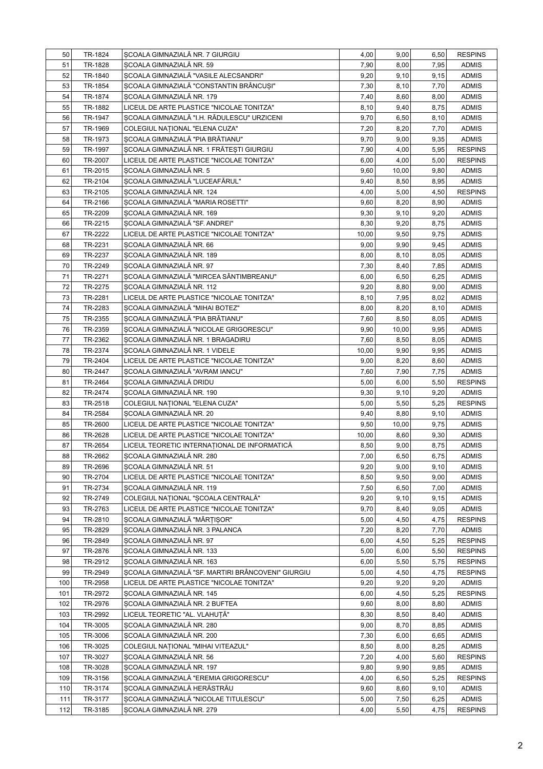| 50 | TR-1824 | ȘCOALA GIMNAZIALĂ NR. 7 GIURGIU | 4,00 | 9,00 | 6,50 | RESPINS |
|---|---|---|---|---|---|---|
| 51 | TR-1828 | ȘCOALA GIMNAZIALĂ NR. 59 | 7,90 | 8,00 | 7,95 | ADMIS |
| 52 | TR-1840 | ȘCOALA GIMNAZIALĂ "VASILE ALECSANDRI" | 9,20 | 9,10 | 9,15 | ADMIS |
| 53 | TR-1854 | ȘCOALA GIMNAZIALĂ "CONSTANTIN BRÂNCUȘI" | 7,30 | 8,10 | 7,70 | ADMIS |
| 54 | TR-1874 | ȘCOALA GIMNAZIALĂ NR. 179 | 7,40 | 8,60 | 8,00 | ADMIS |
| 55 | TR-1882 | LICEUL DE ARTE PLASTICE "NICOLAE TONITZA" | 8,10 | 9,40 | 8,75 | ADMIS |
| 56 | TR-1947 | ȘCOALA GIMNAZIALĂ "I.H. RĂDULESCU" URZICENI | 9,70 | 6,50 | 8,10 | ADMIS |
| 57 | TR-1969 | COLEGIUL NAȚIONAL "ELENA CUZA" | 7,20 | 8,20 | 7,70 | ADMIS |
| 58 | TR-1973 | ȘCOALA GIMNAZIALĂ "PIA BRĂTIANU" | 9,70 | 9,00 | 9,35 | ADMIS |
| 59 | TR-1997 | ȘCOALA GIMNAZIALĂ NR. 1 FRĂTEȘTI GIURGIU | 7,90 | 4,00 | 5,95 | RESPINS |
| 60 | TR-2007 | LICEUL DE ARTE PLASTICE "NICOLAE TONITZA" | 6,00 | 4,00 | 5,00 | RESPINS |
| 61 | TR-2015 | ȘCOALA GIMNAZIALĂ NR. 5 | 9,60 | 10,00 | 9,80 | ADMIS |
| 62 | TR-2104 | ȘCOALA GIMNAZIALĂ "LUCEAFĂRUL" | 9,40 | 8,50 | 8,95 | ADMIS |
| 63 | TR-2105 | ȘCOALA GIMNAZIALĂ NR. 124 | 4,00 | 5,00 | 4,50 | RESPINS |
| 64 | TR-2166 | ȘCOALA GIMNAZIALĂ "MARIA ROSETTI" | 9,60 | 8,20 | 8,90 | ADMIS |
| 65 | TR-2209 | ȘCOALA GIMNAZIALĂ NR. 169 | 9,30 | 9,10 | 9,20 | ADMIS |
| 66 | TR-2215 | ȘCOALA GIMNAZIALĂ "SF. ANDREI" | 8,30 | 9,20 | 8,75 | ADMIS |
| 67 | TR-2222 | LICEUL DE ARTE PLASTICE "NICOLAE TONITZA" | 10,00 | 9,50 | 9,75 | ADMIS |
| 68 | TR-2231 | ȘCOALA GIMNAZIALĂ NR. 66 | 9,00 | 9,90 | 9,45 | ADMIS |
| 69 | TR-2237 | ȘCOALA GIMNAZIALĂ NR. 189 | 8,00 | 8,10 | 8,05 | ADMIS |
| 70 | TR-2249 | ȘCOALA GIMNAZIALĂ NR. 97 | 7,30 | 8,40 | 7,85 | ADMIS |
| 71 | TR-2271 | ȘCOALA GIMNAZIALĂ "MIRCEA SÂNTIMBREANU" | 6,00 | 6,50 | 6,25 | ADMIS |
| 72 | TR-2275 | ȘCOALA GIMNAZIALĂ NR. 112 | 9,20 | 8,80 | 9,00 | ADMIS |
| 73 | TR-2281 | LICEUL DE ARTE PLASTICE "NICOLAE TONITZA" | 8,10 | 7,95 | 8,02 | ADMIS |
| 74 | TR-2283 | ȘCOALA GIMNAZIALĂ "MIHAI BOTEZ" | 8,00 | 8,20 | 8,10 | ADMIS |
| 75 | TR-2355 | ȘCOALA GIMNAZIALĂ "PIA BRĂTIANU" | 7,60 | 8,50 | 8,05 | ADMIS |
| 76 | TR-2359 | ȘCOALA GIMNAZIALĂ "NICOLAE GRIGORESCU" | 9,90 | 10,00 | 9,95 | ADMIS |
| 77 | TR-2362 | ȘCOALA GIMNAZIALĂ NR. 1 BRAGADIRU | 7,60 | 8,50 | 8,05 | ADMIS |
| 78 | TR-2374 | ȘCOALA GIMNAZIALĂ NR. 1 VIDELE | 10,00 | 9,90 | 9,95 | ADMIS |
| 79 | TR-2404 | LICEUL DE ARTE PLASTICE "NICOLAE TONITZA" | 9,00 | 8,20 | 8,60 | ADMIS |
| 80 | TR-2447 | ȘCOALA GIMNAZIALĂ "AVRAM IANCU" | 7,60 | 7,90 | 7,75 | ADMIS |
| 81 | TR-2464 | ȘCOALA GIMNAZIALĂ DRIDU | 5,00 | 6,00 | 5,50 | RESPINS |
| 82 | TR-2474 | ȘCOALA GIMNAZIALĂ NR. 190 | 9,30 | 9,10 | 9,20 | ADMIS |
| 83 | TR-2518 | COLEGIUL NAȚIONAL "ELENA CUZA" | 5,00 | 5,50 | 5,25 | RESPINS |
| 84 | TR-2584 | ȘCOALA GIMNAZIALĂ NR. 20 | 9,40 | 8,80 | 9,10 | ADMIS |
| 85 | TR-2600 | LICEUL DE ARTE PLASTICE "NICOLAE TONITZA" | 9,50 | 10,00 | 9,75 | ADMIS |
| 86 | TR-2628 | LICEUL DE ARTE PLASTICE "NICOLAE TONITZA" | 10,00 | 8,60 | 9,30 | ADMIS |
| 87 | TR-2654 | LICEUL TEORETIC INTERNAȚIONAL DE INFORMATICĂ | 8,50 | 9,00 | 8,75 | ADMIS |
| 88 | TR-2662 | ȘCOALA GIMNAZIALĂ NR. 280 | 7,00 | 6,50 | 6,75 | ADMIS |
| 89 | TR-2696 | ȘCOALA GIMNAZIALĂ NR. 51 | 9,20 | 9,00 | 9,10 | ADMIS |
| 90 | TR-2704 | LICEUL DE ARTE PLASTICE "NICOLAE TONITZA" | 8,50 | 9,50 | 9,00 | ADMIS |
| 91 | TR-2734 | ȘCOALA GIMNAZIALĂ NR. 119 | 7,50 | 6,50 | 7,00 | ADMIS |
| 92 | TR-2749 | COLEGIUL NAȚIONAL "ȘCOALA CENTRALĂ" | 9,20 | 9,10 | 9,15 | ADMIS |
| 93 | TR-2763 | LICEUL DE ARTE PLASTICE "NICOLAE TONITZA" | 9,70 | 8,40 | 9,05 | ADMIS |
| 94 | TR-2810 | ȘCOALA GIMNAZIALĂ "MĂRȚIȘOR" | 5,00 | 4,50 | 4,75 | RESPINS |
| 95 | TR-2829 | ȘCOALA GIMNAZIALĂ NR. 3 PALANCA | 7,20 | 8,20 | 7,70 | ADMIS |
| 96 | TR-2849 | ȘCOALA GIMNAZIALĂ NR. 97 | 6,00 | 4,50 | 5,25 | RESPINS |
| 97 | TR-2876 | ȘCOALA GIMNAZIALĂ NR. 133 | 5,00 | 6,00 | 5,50 | RESPINS |
| 98 | TR-2912 | ȘCOALA GIMNAZIALĂ NR. 163 | 6,00 | 5,50 | 5,75 | RESPINS |
| 99 | TR-2949 | ȘCOALA GIMNAZIALĂ "SF. MARTIRI BRÂNCOVENI" GIURGIU | 5,00 | 4,50 | 4,75 | RESPINS |
| 100 | TR-2958 | LICEUL DE ARTE PLASTICE "NICOLAE TONITZA" | 9,20 | 9,20 | 9,20 | ADMIS |
| 101 | TR-2972 | ȘCOALA GIMNAZIALĂ NR. 145 | 6,00 | 4,50 | 5,25 | RESPINS |
| 102 | TR-2976 | ȘCOALA GIMNAZIALĂ NR. 2 BUFTEA | 9,60 | 8,00 | 8,80 | ADMIS |
| 103 | TR-2992 | LICEUL TEORETIC "AL. VLAHUȚĂ" | 8,30 | 8,50 | 8,40 | ADMIS |
| 104 | TR-3005 | ȘCOALA GIMNAZIALĂ NR. 280 | 9,00 | 8,70 | 8,85 | ADMIS |
| 105 | TR-3006 | ȘCOALA GIMNAZIALĂ NR. 200 | 7,30 | 6,00 | 6,65 | ADMIS |
| 106 | TR-3025 | COLEGIUL NAȚIONAL "MIHAI VITEAZUL" | 8,50 | 8,00 | 8,25 | ADMIS |
| 107 | TR-3027 | ȘCOALA GIMNAZIALĂ NR. 56 | 7,20 | 4,00 | 5,60 | RESPINS |
| 108 | TR-3028 | ȘCOALA GIMNAZIALĂ NR. 197 | 9,80 | 9,90 | 9,85 | ADMIS |
| 109 | TR-3156 | ȘCOALA GIMNAZIALĂ "EREMIA GRIGORESCU" | 4,00 | 6,50 | 5,25 | RESPINS |
| 110 | TR-3174 | ȘCOALA GIMNAZIALĂ HERĂSTRĂU | 9,60 | 8,60 | 9,10 | ADMIS |
| 111 | TR-3177 | ȘCOALA GIMNAZIALĂ "NICOLAE TITULESCU" | 5,00 | 7,50 | 6,25 | ADMIS |
| 112 | TR-3185 | ȘCOALA GIMNAZIALĂ NR. 279 | 4,00 | 5,50 | 4,75 | RESPINS |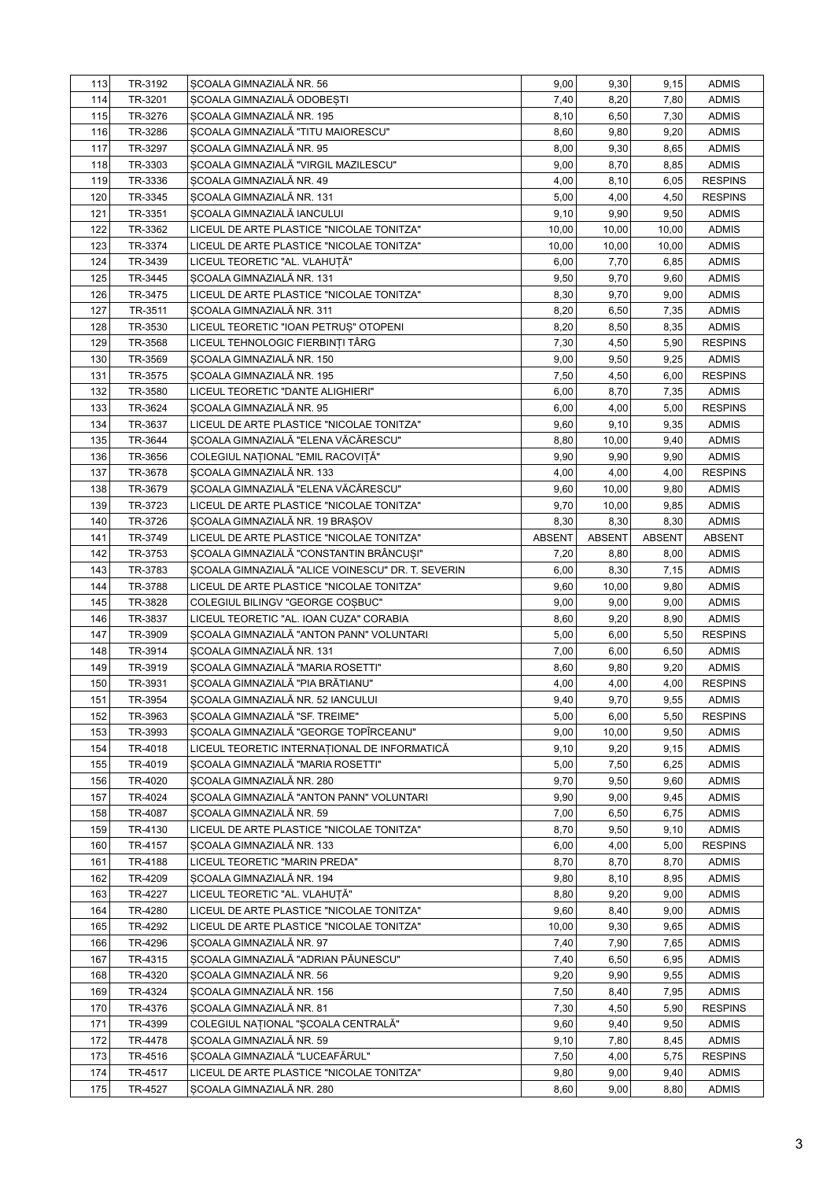| | | | | | | |
|---|---|---|---|---|---|---|
| 113 | TR-3192 | ȘCOALA GIMNAZIALĂ NR. 56 | 9,00 | 9,30 | 9,15 | ADMIS |
| 114 | TR-3201 | ȘCOALA GIMNAZIALĂ ODOBEȘTI | 7,40 | 8,20 | 7,80 | ADMIS |
| 115 | TR-3276 | ȘCOALA GIMNAZIALĂ NR. 195 | 8,10 | 6,50 | 7,30 | ADMIS |
| 116 | TR-3286 | ȘCOALA GIMNAZIALĂ "TITU MAIORESCU" | 8,60 | 9,80 | 9,20 | ADMIS |
| 117 | TR-3297 | ȘCOALA GIMNAZIALĂ NR. 95 | 8,00 | 9,30 | 8,65 | ADMIS |
| 118 | TR-3303 | ȘCOALA GIMNAZIALĂ "VIRGIL MAZILESCU" | 9,00 | 8,70 | 8,85 | ADMIS |
| 119 | TR-3336 | ȘCOALA GIMNAZIALĂ NR. 49 | 4,00 | 8,10 | 6,05 | RESPINS |
| 120 | TR-3345 | ȘCOALA GIMNAZIALĂ NR. 131 | 5,00 | 4,00 | 4,50 | RESPINS |
| 121 | TR-3351 | ȘCOALA GIMNAZIALĂ IANCULUI | 9,10 | 9,90 | 9,50 | ADMIS |
| 122 | TR-3362 | LICEUL DE ARTE PLASTICE "NICOLAE TONITZA" | 10,00 | 10,00 | 10,00 | ADMIS |
| 123 | TR-3374 | LICEUL DE ARTE PLASTICE "NICOLAE TONITZA" | 10,00 | 10,00 | 10,00 | ADMIS |
| 124 | TR-3439 | LICEUL TEORETIC "AL. VLAHUȚĂ" | 6,00 | 7,70 | 6,85 | ADMIS |
| 125 | TR-3445 | ȘCOALA GIMNAZIALĂ NR. 131 | 9,50 | 9,70 | 9,60 | ADMIS |
| 126 | TR-3475 | LICEUL DE ARTE PLASTICE "NICOLAE TONITZA" | 8,30 | 9,70 | 9,00 | ADMIS |
| 127 | TR-3511 | ȘCOALA GIMNAZIALĂ NR. 311 | 8,20 | 6,50 | 7,35 | ADMIS |
| 128 | TR-3530 | LICEUL TEORETIC "IOAN PETRUȘ" OTOPENI | 8,20 | 8,50 | 8,35 | ADMIS |
| 129 | TR-3568 | LICEUL TEHNOLOGIC FIERBINȚI TÂRG | 7,30 | 4,50 | 5,90 | RESPINS |
| 130 | TR-3569 | ȘCOALA GIMNAZIALĂ NR. 150 | 9,00 | 9,50 | 9,25 | ADMIS |
| 131 | TR-3575 | ȘCOALA GIMNAZIALĂ NR. 195 | 7,50 | 4,50 | 6,00 | RESPINS |
| 132 | TR-3580 | LICEUL TEORETIC "DANTE ALIGHIERI" | 6,00 | 8,70 | 7,35 | ADMIS |
| 133 | TR-3624 | ȘCOALA GIMNAZIALĂ NR. 95 | 6,00 | 4,00 | 5,00 | RESPINS |
| 134 | TR-3637 | LICEUL DE ARTE PLASTICE "NICOLAE TONITZA" | 9,60 | 9,10 | 9,35 | ADMIS |
| 135 | TR-3644 | ȘCOALA GIMNAZIALĂ "ELENA VĂCĂRESCU" | 8,80 | 10,00 | 9,40 | ADMIS |
| 136 | TR-3656 | COLEGIUL NAȚIONAL "EMIL RACOVIȚĂ" | 9,90 | 9,90 | 9,90 | ADMIS |
| 137 | TR-3678 | ȘCOALA GIMNAZIALĂ NR. 133 | 4,00 | 4,00 | 4,00 | RESPINS |
| 138 | TR-3679 | ȘCOALA GIMNAZIALĂ "ELENA VĂCĂRESCU" | 9,60 | 10,00 | 9,80 | ADMIS |
| 139 | TR-3723 | LICEUL DE ARTE PLASTICE "NICOLAE TONITZA" | 9,70 | 10,00 | 9,85 | ADMIS |
| 140 | TR-3726 | ȘCOALA GIMNAZIALĂ NR. 19 BRAȘOV | 8,30 | 8,30 | 8,30 | ADMIS |
| 141 | TR-3749 | LICEUL DE ARTE PLASTICE "NICOLAE TONITZA" | ABSENT | ABSENT | ABSENT | ABSENT |
| 142 | TR-3753 | ȘCOALA GIMNAZIALĂ "CONSTANTIN BRÂNCUȘI" | 7,20 | 8,80 | 8,00 | ADMIS |
| 143 | TR-3783 | ȘCOALA GIMNAZIALĂ "ALICE VOINESCU" DR. T. SEVERIN | 6,00 | 8,30 | 7,15 | ADMIS |
| 144 | TR-3788 | LICEUL DE ARTE PLASTICE "NICOLAE TONITZA" | 9,60 | 10,00 | 9,80 | ADMIS |
| 145 | TR-3828 | COLEGIUL BILINGV "GEORGE COȘBUC" | 9,00 | 9,00 | 9,00 | ADMIS |
| 146 | TR-3837 | LICEUL TEORETIC "AL. IOAN CUZA" CORABIA | 8,60 | 9,20 | 8,90 | ADMIS |
| 147 | TR-3909 | ȘCOALA GIMNAZIALĂ "ANTON PANN" VOLUNTARI | 5,00 | 6,00 | 5,50 | RESPINS |
| 148 | TR-3914 | ȘCOALA GIMNAZIALĂ NR. 131 | 7,00 | 6,00 | 6,50 | ADMIS |
| 149 | TR-3919 | ȘCOALA GIMNAZIALĂ "MARIA ROSETTI" | 8,60 | 9,80 | 9,20 | ADMIS |
| 150 | TR-3931 | ȘCOALA GIMNAZIALĂ "PIA BRĂTIANU" | 4,00 | 4,00 | 4,00 | RESPINS |
| 151 | TR-3954 | ȘCOALA GIMNAZIALĂ NR. 52 IANCULUI | 9,40 | 9,70 | 9,55 | ADMIS |
| 152 | TR-3963 | ȘCOALA GIMNAZIALĂ "SF. TREIME" | 5,00 | 6,00 | 5,50 | RESPINS |
| 153 | TR-3993 | ȘCOALA GIMNAZIALĂ "GEORGE TOPÎRCEANU" | 9,00 | 10,00 | 9,50 | ADMIS |
| 154 | TR-4018 | LICEUL TEORETIC INTERNAȚIONAL DE INFORMATICĂ | 9,10 | 9,20 | 9,15 | ADMIS |
| 155 | TR-4019 | ȘCOALA GIMNAZIALĂ "MARIA ROSETTI" | 5,00 | 7,50 | 6,25 | ADMIS |
| 156 | TR-4020 | ȘCOALA GIMNAZIALĂ NR. 280 | 9,70 | 9,50 | 9,60 | ADMIS |
| 157 | TR-4024 | ȘCOALA GIMNAZIALĂ "ANTON PANN" VOLUNTARI | 9,90 | 9,00 | 9,45 | ADMIS |
| 158 | TR-4087 | ȘCOALA GIMNAZIALĂ NR. 59 | 7,00 | 6,50 | 6,75 | ADMIS |
| 159 | TR-4130 | LICEUL DE ARTE PLASTICE "NICOLAE TONITZA" | 8,70 | 9,50 | 9,10 | ADMIS |
| 160 | TR-4157 | ȘCOALA GIMNAZIALĂ NR. 133 | 6,00 | 4,00 | 5,00 | RESPINS |
| 161 | TR-4188 | LICEUL TEORETIC "MARIN PREDA" | 8,70 | 8,70 | 8,70 | ADMIS |
| 162 | TR-4209 | ȘCOALA GIMNAZIALĂ NR. 194 | 9,80 | 8,10 | 8,95 | ADMIS |
| 163 | TR-4227 | LICEUL TEORETIC "AL. VLAHUȚĂ" | 8,80 | 9,20 | 9,00 | ADMIS |
| 164 | TR-4280 | LICEUL DE ARTE PLASTICE "NICOLAE TONITZA" | 9,60 | 8,40 | 9,00 | ADMIS |
| 165 | TR-4292 | LICEUL DE ARTE PLASTICE "NICOLAE TONITZA" | 10,00 | 9,30 | 9,65 | ADMIS |
| 166 | TR-4296 | ȘCOALA GIMNAZIALĂ NR. 97 | 7,40 | 7,90 | 7,65 | ADMIS |
| 167 | TR-4315 | ȘCOALA GIMNAZIALĂ "ADRIAN PĂUNESCU" | 7,40 | 6,50 | 6,95 | ADMIS |
| 168 | TR-4320 | ȘCOALA GIMNAZIALĂ NR. 56 | 9,20 | 9,90 | 9,55 | ADMIS |
| 169 | TR-4324 | ȘCOALA GIMNAZIALĂ NR. 156 | 7,50 | 8,40 | 7,95 | ADMIS |
| 170 | TR-4376 | ȘCOALA GIMNAZIALĂ NR. 81 | 7,30 | 4,50 | 5,90 | RESPINS |
| 171 | TR-4399 | COLEGIUL NAȚIONAL "ȘCOALA CENTRALĂ" | 9,60 | 9,40 | 9,50 | ADMIS |
| 172 | TR-4478 | ȘCOALA GIMNAZIALĂ NR. 59 | 9,10 | 7,80 | 8,45 | ADMIS |
| 173 | TR-4516 | ȘCOALA GIMNAZIALĂ "LUCEAFĂRUL" | 7,50 | 4,00 | 5,75 | RESPINS |
| 174 | TR-4517 | LICEUL DE ARTE PLASTICE "NICOLAE TONITZA" | 9,80 | 9,00 | 9,40 | ADMIS |
| 175 | TR-4527 | ȘCOALA GIMNAZIALĂ NR. 280 | 8,60 | 9,00 | 8,80 | ADMIS |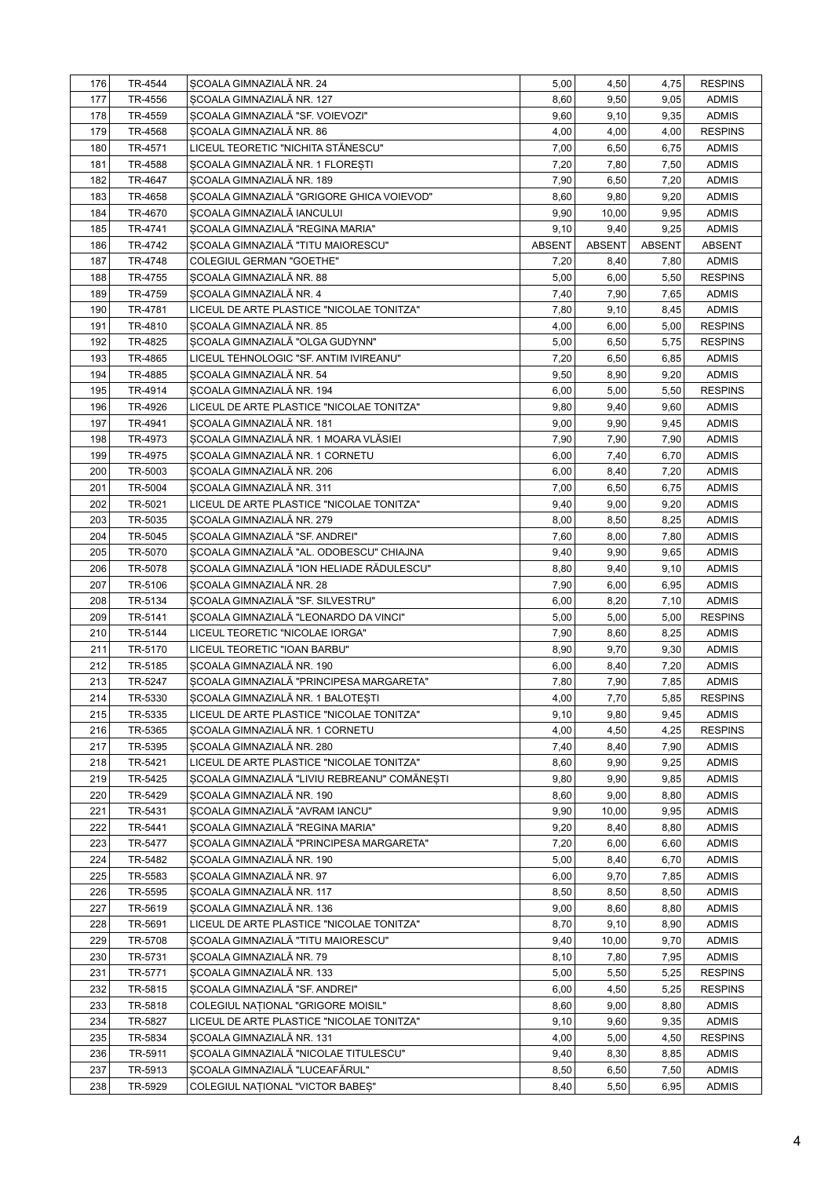| 176 | TR-4544 | ȘCOALA GIMNAZIALĂ NR. 24 | 5,00 | 4,50 | 4,75 | RESPINS |
|---|---|---|---|---|---|---|
| 177 | TR-4556 | ȘCOALA GIMNAZIALĂ NR. 127 | 8,60 | 9,50 | 9,05 | ADMIS |
| 178 | TR-4559 | ȘCOALA GIMNAZIALĂ "SF. VOIEVOZI" | 9,60 | 9,10 | 9,35 | ADMIS |
| 179 | TR-4568 | ȘCOALA GIMNAZIALĂ NR. 86 | 4,00 | 4,00 | 4,00 | RESPINS |
| 180 | TR-4571 | LICEUL TEORETIC "NICHITA STĂNESCU" | 7,00 | 6,50 | 6,75 | ADMIS |
| 181 | TR-4588 | ȘCOALA GIMNAZIALĂ NR. 1 FLOREȘTI | 7,20 | 7,80 | 7,50 | ADMIS |
| 182 | TR-4647 | ȘCOALA GIMNAZIALĂ NR. 189 | 7,90 | 6,50 | 7,20 | ADMIS |
| 183 | TR-4658 | ȘCOALA GIMNAZIALĂ "GRIGORE GHICA VOIEVOD" | 8,60 | 9,80 | 9,20 | ADMIS |
| 184 | TR-4670 | ȘCOALA GIMNAZIALĂ IANCULUI | 9,90 | 10,00 | 9,95 | ADMIS |
| 185 | TR-4741 | ȘCOALA GIMNAZIALĂ "REGINA MARIA" | 9,10 | 9,40 | 9,25 | ADMIS |
| 186 | TR-4742 | ȘCOALA GIMNAZIALĂ "TITU MAIORESCU" | ABSENT | ABSENT | ABSENT | ABSENT |
| 187 | TR-4748 | COLEGIUL GERMAN "GOETHE" | 7,20 | 8,40 | 7,80 | ADMIS |
| 188 | TR-4755 | ȘCOALA GIMNAZIALĂ NR. 88 | 5,00 | 6,00 | 5,50 | RESPINS |
| 189 | TR-4759 | ȘCOALA GIMNAZIALĂ NR. 4 | 7,40 | 7,90 | 7,65 | ADMIS |
| 190 | TR-4781 | LICEUL DE ARTE PLASTICE "NICOLAE TONITZA" | 7,80 | 9,10 | 8,45 | ADMIS |
| 191 | TR-4810 | ȘCOALA GIMNAZIALĂ NR. 85 | 4,00 | 6,00 | 5,00 | RESPINS |
| 192 | TR-4825 | ȘCOALA GIMNAZIALĂ "OLGA GUDYNN" | 5,00 | 6,50 | 5,75 | RESPINS |
| 193 | TR-4865 | LICEUL TEHNOLOGIC "SF. ANTIM IVIREANU" | 7,20 | 6,50 | 6,85 | ADMIS |
| 194 | TR-4885 | ȘCOALA GIMNAZIALĂ NR. 54 | 9,50 | 8,90 | 9,20 | ADMIS |
| 195 | TR-4914 | ȘCOALA GIMNAZIALĂ NR. 194 | 6,00 | 5,00 | 5,50 | RESPINS |
| 196 | TR-4926 | LICEUL DE ARTE PLASTICE "NICOLAE TONITZA" | 9,80 | 9,40 | 9,60 | ADMIS |
| 197 | TR-4941 | ȘCOALA GIMNAZIALĂ NR. 181 | 9,00 | 9,90 | 9,45 | ADMIS |
| 198 | TR-4973 | ȘCOALA GIMNAZIALĂ NR. 1 MOARA VLĂSIEI | 7,90 | 7,90 | 7,90 | ADMIS |
| 199 | TR-4975 | ȘCOALA GIMNAZIALĂ NR. 1 CORNETU | 6,00 | 7,40 | 6,70 | ADMIS |
| 200 | TR-5003 | ȘCOALA GIMNAZIALĂ NR. 206 | 6,00 | 8,40 | 7,20 | ADMIS |
| 201 | TR-5004 | ȘCOALA GIMNAZIALĂ NR. 311 | 7,00 | 6,50 | 6,75 | ADMIS |
| 202 | TR-5021 | LICEUL DE ARTE PLASTICE "NICOLAE TONITZA" | 9,40 | 9,00 | 9,20 | ADMIS |
| 203 | TR-5035 | ȘCOALA GIMNAZIALĂ NR. 279 | 8,00 | 8,50 | 8,25 | ADMIS |
| 204 | TR-5045 | ȘCOALA GIMNAZIALĂ "SF. ANDREI" | 7,60 | 8,00 | 7,80 | ADMIS |
| 205 | TR-5070 | ȘCOALA GIMNAZIALĂ "AL. ODOBESCU" CHIAJNA | 9,40 | 9,90 | 9,65 | ADMIS |
| 206 | TR-5078 | ȘCOALA GIMNAZIALĂ "ION HELIADE RĂDULESCU" | 8,80 | 9,40 | 9,10 | ADMIS |
| 207 | TR-5106 | ȘCOALA GIMNAZIALĂ NR. 28 | 7,90 | 6,00 | 6,95 | ADMIS |
| 208 | TR-5134 | ȘCOALA GIMNAZIALĂ "SF. SILVESTRU" | 6,00 | 8,20 | 7,10 | ADMIS |
| 209 | TR-5141 | ȘCOALA GIMNAZIALĂ "LEONARDO DA VINCI" | 5,00 | 5,00 | 5,00 | RESPINS |
| 210 | TR-5144 | LICEUL TEORETIC "NICOLAE IORGA" | 7,90 | 8,60 | 8,25 | ADMIS |
| 211 | TR-5170 | LICEUL TEORETIC "IOAN BARBU" | 8,90 | 9,70 | 9,30 | ADMIS |
| 212 | TR-5185 | ȘCOALA GIMNAZIALĂ NR. 190 | 6,00 | 8,40 | 7,20 | ADMIS |
| 213 | TR-5247 | ȘCOALA GIMNAZIALĂ "PRINCIPESA MARGARETA" | 7,80 | 7,90 | 7,85 | ADMIS |
| 214 | TR-5330 | ȘCOALA GIMNAZIALĂ NR. 1 BALOTEȘTI | 4,00 | 7,70 | 5,85 | RESPINS |
| 215 | TR-5335 | LICEUL DE ARTE PLASTICE "NICOLAE TONITZA" | 9,10 | 9,80 | 9,45 | ADMIS |
| 216 | TR-5365 | ȘCOALA GIMNAZIALĂ NR. 1 CORNETU | 4,00 | 4,50 | 4,25 | RESPINS |
| 217 | TR-5395 | ȘCOALA GIMNAZIALĂ NR. 280 | 7,40 | 8,40 | 7,90 | ADMIS |
| 218 | TR-5421 | LICEUL DE ARTE PLASTICE "NICOLAE TONITZA" | 8,60 | 9,90 | 9,25 | ADMIS |
| 219 | TR-5425 | ȘCOALA GIMNAZIALĂ "LIVIU REBREANU" COMĂNEȘTI | 9,80 | 9,90 | 9,85 | ADMIS |
| 220 | TR-5429 | ȘCOALA GIMNAZIALĂ NR. 190 | 8,60 | 9,00 | 8,80 | ADMIS |
| 221 | TR-5431 | ȘCOALA GIMNAZIALĂ "AVRAM IANCU" | 9,90 | 10,00 | 9,95 | ADMIS |
| 222 | TR-5441 | ȘCOALA GIMNAZIALĂ "REGINA MARIA" | 9,20 | 8,40 | 8,80 | ADMIS |
| 223 | TR-5477 | ȘCOALA GIMNAZIALĂ "PRINCIPESA MARGARETA" | 7,20 | 6,00 | 6,60 | ADMIS |
| 224 | TR-5482 | ȘCOALA GIMNAZIALĂ NR. 190 | 5,00 | 8,40 | 6,70 | ADMIS |
| 225 | TR-5583 | ȘCOALA GIMNAZIALĂ NR. 97 | 6,00 | 9,70 | 7,85 | ADMIS |
| 226 | TR-5595 | ȘCOALA GIMNAZIALĂ NR. 117 | 8,50 | 8,50 | 8,50 | ADMIS |
| 227 | TR-5619 | ȘCOALA GIMNAZIALĂ NR. 136 | 9,00 | 8,60 | 8,80 | ADMIS |
| 228 | TR-5691 | LICEUL DE ARTE PLASTICE "NICOLAE TONITZA" | 8,70 | 9,10 | 8,90 | ADMIS |
| 229 | TR-5708 | ȘCOALA GIMNAZIALĂ "TITU MAIORESCU" | 9,40 | 10,00 | 9,70 | ADMIS |
| 230 | TR-5731 | ȘCOALA GIMNAZIALĂ NR. 79 | 8,10 | 7,80 | 7,95 | ADMIS |
| 231 | TR-5771 | ȘCOALA GIMNAZIALĂ NR. 133 | 5,00 | 5,50 | 5,25 | RESPINS |
| 232 | TR-5815 | ȘCOALA GIMNAZIALĂ "SF. ANDREI" | 6,00 | 4,50 | 5,25 | RESPINS |
| 233 | TR-5818 | COLEGIUL NAȚIONAL "GRIGORE MOISIL" | 8,60 | 9,00 | 8,80 | ADMIS |
| 234 | TR-5827 | LICEUL DE ARTE PLASTICE "NICOLAE TONITZA" | 9,10 | 9,60 | 9,35 | ADMIS |
| 235 | TR-5834 | ȘCOALA GIMNAZIALĂ NR. 131 | 4,00 | 5,00 | 4,50 | RESPINS |
| 236 | TR-5911 | ȘCOALA GIMNAZIALĂ "NICOLAE TITULESCU" | 9,40 | 8,30 | 8,85 | ADMIS |
| 237 | TR-5913 | ȘCOALA GIMNAZIALĂ "LUCEAFĂRUL" | 8,50 | 6,50 | 7,50 | ADMIS |
| 238 | TR-5929 | COLEGIUL NAȚIONAL "VICTOR BABEȘ" | 8,40 | 5,50 | 6,95 | ADMIS |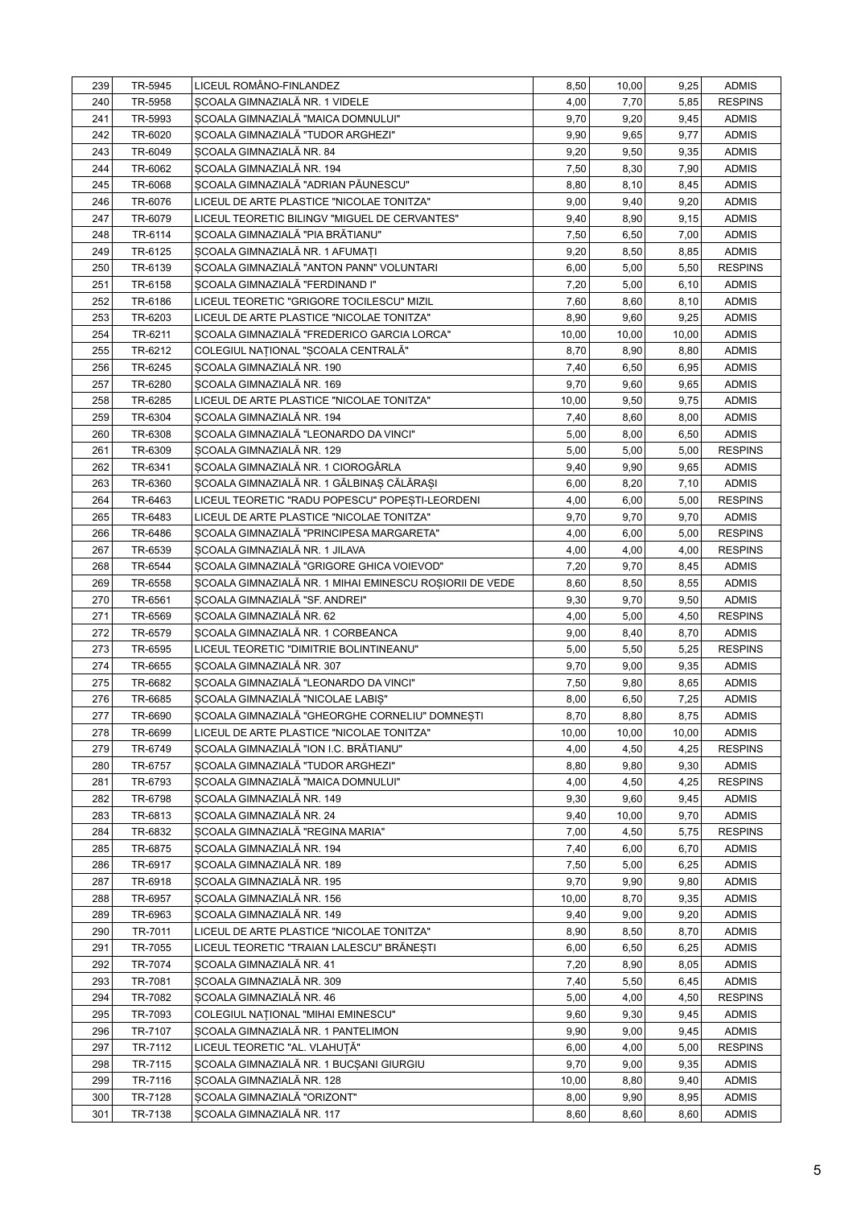| | | | | | | |
|---|---|---|---|---|---|---|
| 239 | TR-5945 | LICEUL ROMÂNO-FINLANDEZ | 8,50 | 10,00 | 9,25 | ADMIS |
| 240 | TR-5958 | ȘCOALA GIMNAZIALĂ NR. 1 VIDELE | 4,00 | 7,70 | 5,85 | RESPINS |
| 241 | TR-5993 | ȘCOALA GIMNAZIALĂ "MAICA DOMNULUI" | 9,70 | 9,20 | 9,45 | ADMIS |
| 242 | TR-6020 | ȘCOALA GIMNAZIALĂ "TUDOR ARGHEZI" | 9,90 | 9,65 | 9,77 | ADMIS |
| 243 | TR-6049 | ȘCOALA GIMNAZIALĂ NR. 84 | 9,20 | 9,50 | 9,35 | ADMIS |
| 244 | TR-6062 | ȘCOALA GIMNAZIALĂ NR. 194 | 7,50 | 8,30 | 7,90 | ADMIS |
| 245 | TR-6068 | ȘCOALA GIMNAZIALĂ "ADRIAN PĂUNESCU" | 8,80 | 8,10 | 8,45 | ADMIS |
| 246 | TR-6076 | LICEUL DE ARTE PLASTICE "NICOLAE TONITZA" | 9,00 | 9,40 | 9,20 | ADMIS |
| 247 | TR-6079 | LICEUL TEORETIC BILINGV "MIGUEL DE CERVANTES" | 9,40 | 8,90 | 9,15 | ADMIS |
| 248 | TR-6114 | ȘCOALA GIMNAZIALĂ "PIA BRĂTIANU" | 7,50 | 6,50 | 7,00 | ADMIS |
| 249 | TR-6125 | ȘCOALA GIMNAZIALĂ NR. 1 AFUMAȚI | 9,20 | 8,50 | 8,85 | ADMIS |
| 250 | TR-6139 | ȘCOALA GIMNAZIALĂ "ANTON PANN" VOLUNTARI | 6,00 | 5,00 | 5,50 | RESPINS |
| 251 | TR-6158 | ȘCOALA GIMNAZIALĂ "FERDINAND I" | 7,20 | 5,00 | 6,10 | ADMIS |
| 252 | TR-6186 | LICEUL TEORETIC "GRIGORE TOCILESCU" MIZIL | 7,60 | 8,60 | 8,10 | ADMIS |
| 253 | TR-6203 | LICEUL DE ARTE PLASTICE "NICOLAE TONITZA" | 8,90 | 9,60 | 9,25 | ADMIS |
| 254 | TR-6211 | ȘCOALA GIMNAZIALĂ "FREDERICO GARCIA LORCA" | 10,00 | 10,00 | 10,00 | ADMIS |
| 255 | TR-6212 | COLEGIUL NAȚIONAL "ȘCOALA CENTRALĂ" | 8,70 | 8,90 | 8,80 | ADMIS |
| 256 | TR-6245 | ȘCOALA GIMNAZIALĂ NR. 190 | 7,40 | 6,50 | 6,95 | ADMIS |
| 257 | TR-6280 | ȘCOALA GIMNAZIALĂ NR. 169 | 9,70 | 9,60 | 9,65 | ADMIS |
| 258 | TR-6285 | LICEUL DE ARTE PLASTICE "NICOLAE TONITZA" | 10,00 | 9,50 | 9,75 | ADMIS |
| 259 | TR-6304 | ȘCOALA GIMNAZIALĂ NR. 194 | 7,40 | 8,60 | 8,00 | ADMIS |
| 260 | TR-6308 | ȘCOALA GIMNAZIALĂ "LEONARDO DA VINCI" | 5,00 | 8,00 | 6,50 | ADMIS |
| 261 | TR-6309 | ȘCOALA GIMNAZIALĂ NR. 129 | 5,00 | 5,00 | 5,00 | RESPINS |
| 262 | TR-6341 | ȘCOALA GIMNAZIALĂ NR. 1 CIOROGÂRLA | 9,40 | 9,90 | 9,65 | ADMIS |
| 263 | TR-6360 | ȘCOALA GIMNAZIALĂ NR. 1 GĂLBINAȘ CĂLĂRAȘI | 6,00 | 8,20 | 7,10 | ADMIS |
| 264 | TR-6463 | LICEUL TEORETIC "RADU POPESCU" POPEȘTI-LEORDENI | 4,00 | 6,00 | 5,00 | RESPINS |
| 265 | TR-6483 | LICEUL DE ARTE PLASTICE "NICOLAE TONITZA" | 9,70 | 9,70 | 9,70 | ADMIS |
| 266 | TR-6486 | ȘCOALA GIMNAZIALĂ "PRINCIPESA MARGARETA" | 4,00 | 6,00 | 5,00 | RESPINS |
| 267 | TR-6539 | ȘCOALA GIMNAZIALĂ NR. 1 JILAVA | 4,00 | 4,00 | 4,00 | RESPINS |
| 268 | TR-6544 | ȘCOALA GIMNAZIALĂ "GRIGORE GHICA VOIEVOD" | 7,20 | 9,70 | 8,45 | ADMIS |
| 269 | TR-6558 | ȘCOALA GIMNAZIALĂ NR. 1 MIHAI EMINESCU ROȘIORII DE VEDE | 8,60 | 8,50 | 8,55 | ADMIS |
| 270 | TR-6561 | ȘCOALA GIMNAZIALĂ "SF. ANDREI" | 9,30 | 9,70 | 9,50 | ADMIS |
| 271 | TR-6569 | ȘCOALA GIMNAZIALĂ NR. 62 | 4,00 | 5,00 | 4,50 | RESPINS |
| 272 | TR-6579 | ȘCOALA GIMNAZIALĂ NR. 1 CORBEANCA | 9,00 | 8,40 | 8,70 | ADMIS |
| 273 | TR-6595 | LICEUL TEORETIC "DIMITRIE BOLINTINEANU" | 5,00 | 5,50 | 5,25 | RESPINS |
| 274 | TR-6655 | ȘCOALA GIMNAZIALĂ NR. 307 | 9,70 | 9,00 | 9,35 | ADMIS |
| 275 | TR-6682 | ȘCOALA GIMNAZIALĂ "LEONARDO DA VINCI" | 7,50 | 9,80 | 8,65 | ADMIS |
| 276 | TR-6685 | ȘCOALA GIMNAZIALĂ "NICOLAE LABIȘ" | 8,00 | 6,50 | 7,25 | ADMIS |
| 277 | TR-6690 | ȘCOALA GIMNAZIALĂ "GHEORGHE CORNELIU" DOMNEȘTI | 8,70 | 8,80 | 8,75 | ADMIS |
| 278 | TR-6699 | LICEUL DE ARTE PLASTICE "NICOLAE TONITZA" | 10,00 | 10,00 | 10,00 | ADMIS |
| 279 | TR-6749 | ȘCOALA GIMNAZIALĂ "ION I.C. BRĂTIANU" | 4,00 | 4,50 | 4,25 | RESPINS |
| 280 | TR-6757 | ȘCOALA GIMNAZIALĂ "TUDOR ARGHEZI" | 8,80 | 9,80 | 9,30 | ADMIS |
| 281 | TR-6793 | ȘCOALA GIMNAZIALĂ "MAICA DOMNULUI" | 4,00 | 4,50 | 4,25 | RESPINS |
| 282 | TR-6798 | ȘCOALA GIMNAZIALĂ NR. 149 | 9,30 | 9,60 | 9,45 | ADMIS |
| 283 | TR-6813 | ȘCOALA GIMNAZIALĂ NR. 24 | 9,40 | 10,00 | 9,70 | ADMIS |
| 284 | TR-6832 | ȘCOALA GIMNAZIALĂ "REGINA MARIA" | 7,00 | 4,50 | 5,75 | RESPINS |
| 285 | TR-6875 | ȘCOALA GIMNAZIALĂ NR. 194 | 7,40 | 6,00 | 6,70 | ADMIS |
| 286 | TR-6917 | ȘCOALA GIMNAZIALĂ NR. 189 | 7,50 | 5,00 | 6,25 | ADMIS |
| 287 | TR-6918 | ȘCOALA GIMNAZIALĂ NR. 195 | 9,70 | 9,90 | 9,80 | ADMIS |
| 288 | TR-6957 | ȘCOALA GIMNAZIALĂ NR. 156 | 10,00 | 8,70 | 9,35 | ADMIS |
| 289 | TR-6963 | ȘCOALA GIMNAZIALĂ NR. 149 | 9,40 | 9,00 | 9,20 | ADMIS |
| 290 | TR-7011 | LICEUL DE ARTE PLASTICE "NICOLAE TONITZA" | 8,90 | 8,50 | 8,70 | ADMIS |
| 291 | TR-7055 | LICEUL TEORETIC "TRAIAN LALESCU" BRĂNEȘTI | 6,00 | 6,50 | 6,25 | ADMIS |
| 292 | TR-7074 | ȘCOALA GIMNAZIALĂ NR. 41 | 7,20 | 8,90 | 8,05 | ADMIS |
| 293 | TR-7081 | ȘCOALA GIMNAZIALĂ NR. 309 | 7,40 | 5,50 | 6,45 | ADMIS |
| 294 | TR-7082 | ȘCOALA GIMNAZIALĂ NR. 46 | 5,00 | 4,00 | 4,50 | RESPINS |
| 295 | TR-7093 | COLEGIUL NAȚIONAL "MIHAI EMINESCU" | 9,60 | 9,30 | 9,45 | ADMIS |
| 296 | TR-7107 | ȘCOALA GIMNAZIALĂ NR. 1 PANTELIMON | 9,90 | 9,00 | 9,45 | ADMIS |
| 297 | TR-7112 | LICEUL TEORETIC "AL. VLAHUȚĂ" | 6,00 | 4,00 | 5,00 | RESPINS |
| 298 | TR-7115 | ȘCOALA GIMNAZIALĂ NR. 1 BUCȘANI GIURGIU | 9,70 | 9,00 | 9,35 | ADMIS |
| 299 | TR-7116 | ȘCOALA GIMNAZIALĂ NR. 128 | 10,00 | 8,80 | 9,40 | ADMIS |
| 300 | TR-7128 | ȘCOALA GIMNAZIALĂ "ORIZONT" | 8,00 | 9,90 | 8,95 | ADMIS |
| 301 | TR-7138 | ȘCOALA GIMNAZIALĂ NR. 117 | 8,60 | 8,60 | 8,60 | ADMIS |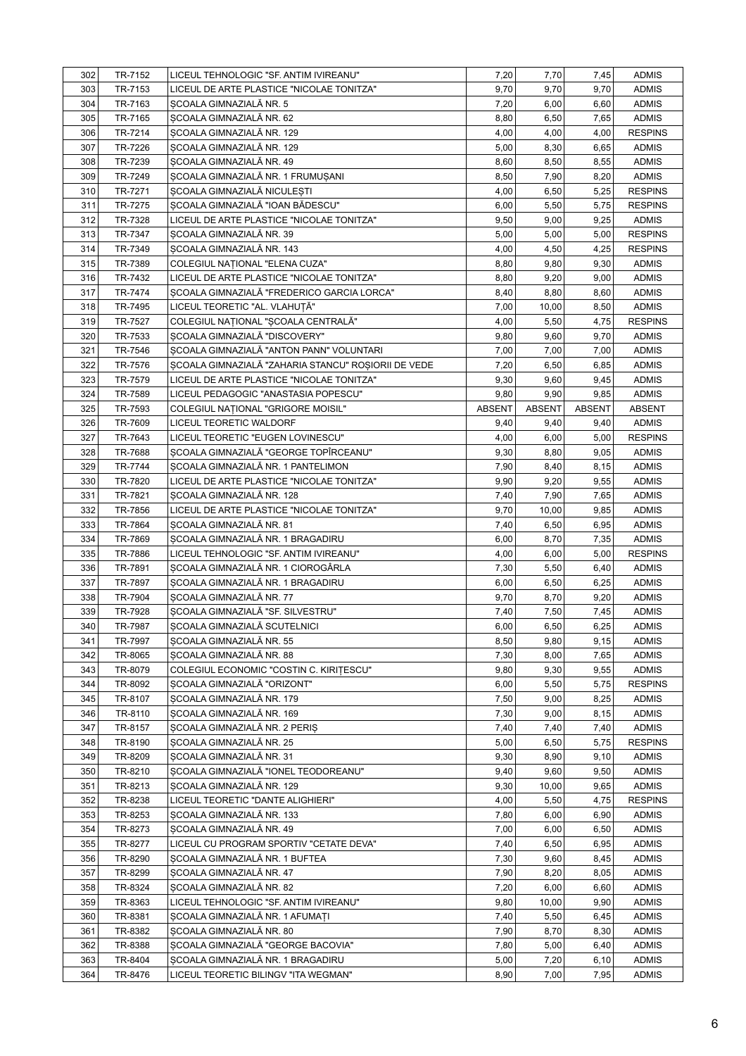| 302 | TR-7152 | LICEUL TEHNOLOGIC "SF. ANTIM IVIREANU" | 7,20 | 7,70 | 7,45 | ADMIS |
|---|---|---|---|---|---|---|
| 303 | TR-7153 | LICEUL DE ARTE PLASTICE "NICOLAE TONITZA" | 9,70 | 9,70 | 9,70 | ADMIS |
| 304 | TR-7163 | ȘCOALA GIMNAZIALĂ NR. 5 | 7,20 | 6,00 | 6,60 | ADMIS |
| 305 | TR-7165 | ȘCOALA GIMNAZIALĂ NR. 62 | 8,80 | 6,50 | 7,65 | ADMIS |
| 306 | TR-7214 | ȘCOALA GIMNAZIALĂ NR. 129 | 4,00 | 4,00 | 4,00 | RESPINS |
| 307 | TR-7226 | ȘCOALA GIMNAZIALĂ NR. 129 | 5,00 | 8,30 | 6,65 | ADMIS |
| 308 | TR-7239 | ȘCOALA GIMNAZIALĂ NR. 49 | 8,60 | 8,50 | 8,55 | ADMIS |
| 309 | TR-7249 | ȘCOALA GIMNAZIALĂ NR. 1 FRUMUȘANI | 8,50 | 7,90 | 8,20 | ADMIS |
| 310 | TR-7271 | ȘCOALA GIMNAZIALĂ NICULEȘTI | 4,00 | 6,50 | 5,25 | RESPINS |
| 311 | TR-7275 | ȘCOALA GIMNAZIALĂ "IOAN BĂDESCU" | 6,00 | 5,50 | 5,75 | RESPINS |
| 312 | TR-7328 | LICEUL DE ARTE PLASTICE "NICOLAE TONITZA" | 9,50 | 9,00 | 9,25 | ADMIS |
| 313 | TR-7347 | ȘCOALA GIMNAZIALĂ NR. 39 | 5,00 | 5,00 | 5,00 | RESPINS |
| 314 | TR-7349 | ȘCOALA GIMNAZIALĂ NR. 143 | 4,00 | 4,50 | 4,25 | RESPINS |
| 315 | TR-7389 | COLEGIUL NAȚIONAL "ELENA CUZA" | 8,80 | 9,80 | 9,30 | ADMIS |
| 316 | TR-7432 | LICEUL DE ARTE PLASTICE "NICOLAE TONITZA" | 8,80 | 9,20 | 9,00 | ADMIS |
| 317 | TR-7474 | ȘCOALA GIMNAZIALĂ "FREDERICO GARCIA LORCA" | 8,40 | 8,80 | 8,60 | ADMIS |
| 318 | TR-7495 | LICEUL TEORETIC "AL. VLAHUȚĂ" | 7,00 | 10,00 | 8,50 | ADMIS |
| 319 | TR-7527 | COLEGIUL NAȚIONAL "ȘCOALA CENTRALĂ" | 4,00 | 5,50 | 4,75 | RESPINS |
| 320 | TR-7533 | ȘCOALA GIMNAZIALĂ "DISCOVERY" | 9,80 | 9,60 | 9,70 | ADMIS |
| 321 | TR-7546 | ȘCOALA GIMNAZIALĂ "ANTON PANN" VOLUNTARI | 7,00 | 7,00 | 7,00 | ADMIS |
| 322 | TR-7576 | ȘCOALA GIMNAZIALĂ "ZAHARIA STANCU" ROȘIORII DE VEDE | 7,20 | 6,50 | 6,85 | ADMIS |
| 323 | TR-7579 | LICEUL DE ARTE PLASTICE "NICOLAE TONITZA" | 9,30 | 9,60 | 9,45 | ADMIS |
| 324 | TR-7589 | LICEUL PEDAGOGIC "ANASTASIA POPESCU" | 9,80 | 9,90 | 9,85 | ADMIS |
| 325 | TR-7593 | COLEGIUL NAȚIONAL "GRIGORE MOISIL" | ABSENT | ABSENT | ABSENT | ABSENT |
| 326 | TR-7609 | LICEUL TEORETIC WALDORF | 9,40 | 9,40 | 9,40 | ADMIS |
| 327 | TR-7643 | LICEUL TEORETIC "EUGEN LOVINESCU" | 4,00 | 6,00 | 5,00 | RESPINS |
| 328 | TR-7688 | ȘCOALA GIMNAZIALĂ "GEORGE TOPÎRCEANU" | 9,30 | 8,80 | 9,05 | ADMIS |
| 329 | TR-7744 | ȘCOALA GIMNAZIALĂ NR. 1 PANTELIMON | 7,90 | 8,40 | 8,15 | ADMIS |
| 330 | TR-7820 | LICEUL DE ARTE PLASTICE "NICOLAE TONITZA" | 9,90 | 9,20 | 9,55 | ADMIS |
| 331 | TR-7821 | ȘCOALA GIMNAZIALĂ NR. 128 | 7,40 | 7,90 | 7,65 | ADMIS |
| 332 | TR-7856 | LICEUL DE ARTE PLASTICE "NICOLAE TONITZA" | 9,70 | 10,00 | 9,85 | ADMIS |
| 333 | TR-7864 | ȘCOALA GIMNAZIALĂ NR. 81 | 7,40 | 6,50 | 6,95 | ADMIS |
| 334 | TR-7869 | ȘCOALA GIMNAZIALĂ NR. 1 BRAGADIRU | 6,00 | 8,70 | 7,35 | ADMIS |
| 335 | TR-7886 | LICEUL TEHNOLOGIC "SF. ANTIM IVIREANU" | 4,00 | 6,00 | 5,00 | RESPINS |
| 336 | TR-7891 | ȘCOALA GIMNAZIALĂ NR. 1 CIOROGÂRLA | 7,30 | 5,50 | 6,40 | ADMIS |
| 337 | TR-7897 | ȘCOALA GIMNAZIALĂ NR. 1 BRAGADIRU | 6,00 | 6,50 | 6,25 | ADMIS |
| 338 | TR-7904 | ȘCOALA GIMNAZIALĂ NR. 77 | 9,70 | 8,70 | 9,20 | ADMIS |
| 339 | TR-7928 | ȘCOALA GIMNAZIALĂ "SF. SILVESTRU" | 7,40 | 7,50 | 7,45 | ADMIS |
| 340 | TR-7987 | ȘCOALA GIMNAZIALĂ SCUTELNICI | 6,00 | 6,50 | 6,25 | ADMIS |
| 341 | TR-7997 | ȘCOALA GIMNAZIALĂ NR. 55 | 8,50 | 9,80 | 9,15 | ADMIS |
| 342 | TR-8065 | ȘCOALA GIMNAZIALĂ NR. 88 | 7,30 | 8,00 | 7,65 | ADMIS |
| 343 | TR-8079 | COLEGIUL ECONOMIC "COSTIN C. KIRIȚESCU" | 9,80 | 9,30 | 9,55 | ADMIS |
| 344 | TR-8092 | ȘCOALA GIMNAZIALĂ "ORIZONT" | 6,00 | 5,50 | 5,75 | RESPINS |
| 345 | TR-8107 | ȘCOALA GIMNAZIALĂ NR. 179 | 7,50 | 9,00 | 8,25 | ADMIS |
| 346 | TR-8110 | ȘCOALA GIMNAZIALĂ NR. 169 | 7,30 | 9,00 | 8,15 | ADMIS |
| 347 | TR-8157 | ȘCOALA GIMNAZIALĂ NR. 2 PERIȘ | 7,40 | 7,40 | 7,40 | ADMIS |
| 348 | TR-8190 | ȘCOALA GIMNAZIALĂ NR. 25 | 5,00 | 6,50 | 5,75 | RESPINS |
| 349 | TR-8209 | ȘCOALA GIMNAZIALĂ NR. 31 | 9,30 | 8,90 | 9,10 | ADMIS |
| 350 | TR-8210 | ȘCOALA GIMNAZIALĂ "IONEL TEODOREANU" | 9,40 | 9,60 | 9,50 | ADMIS |
| 351 | TR-8213 | ȘCOALA GIMNAZIALĂ NR. 129 | 9,30 | 10,00 | 9,65 | ADMIS |
| 352 | TR-8238 | LICEUL TEORETIC "DANTE ALIGHIERI" | 4,00 | 5,50 | 4,75 | RESPINS |
| 353 | TR-8253 | ȘCOALA GIMNAZIALĂ NR. 133 | 7,80 | 6,00 | 6,90 | ADMIS |
| 354 | TR-8273 | ȘCOALA GIMNAZIALĂ NR. 49 | 7,00 | 6,00 | 6,50 | ADMIS |
| 355 | TR-8277 | LICEUL CU PROGRAM SPORTIV "CETATE DEVA" | 7,40 | 6,50 | 6,95 | ADMIS |
| 356 | TR-8290 | ȘCOALA GIMNAZIALĂ NR. 1 BUFTEA | 7,30 | 9,60 | 8,45 | ADMIS |
| 357 | TR-8299 | ȘCOALA GIMNAZIALĂ NR. 47 | 7,90 | 8,20 | 8,05 | ADMIS |
| 358 | TR-8324 | ȘCOALA GIMNAZIALĂ NR. 82 | 7,20 | 6,00 | 6,60 | ADMIS |
| 359 | TR-8363 | LICEUL TEHNOLOGIC "SF. ANTIM IVIREANU" | 9,80 | 10,00 | 9,90 | ADMIS |
| 360 | TR-8381 | ȘCOALA GIMNAZIALĂ NR. 1 AFUMAȚI | 7,40 | 5,50 | 6,45 | ADMIS |
| 361 | TR-8382 | ȘCOALA GIMNAZIALĂ NR. 80 | 7,90 | 8,70 | 8,30 | ADMIS |
| 362 | TR-8388 | ȘCOALA GIMNAZIALĂ "GEORGE BACOVIA" | 7,80 | 5,00 | 6,40 | ADMIS |
| 363 | TR-8404 | ȘCOALA GIMNAZIALĂ NR. 1 BRAGADIRU | 5,00 | 7,20 | 6,10 | ADMIS |
| 364 | TR-8476 | LICEUL TEORETIC BILINGV "ITA WEGMAN" | 8,90 | 7,00 | 7,95 | ADMIS |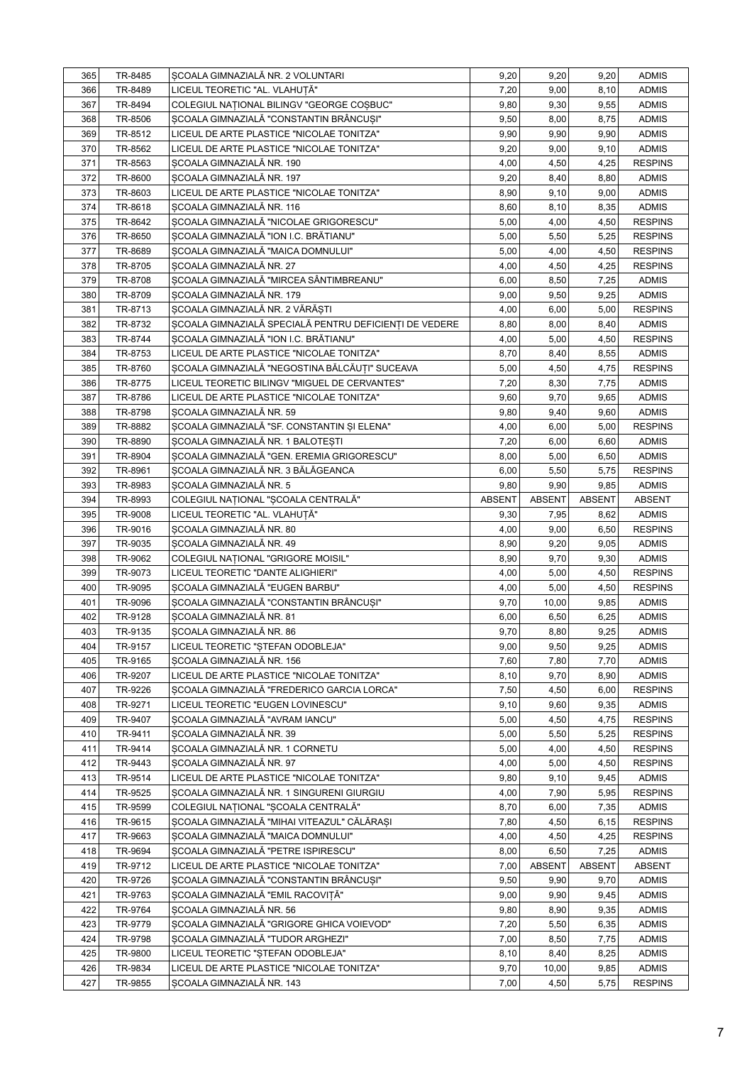| 365 | TR-8485 | ŞCOALA GIMNAZIALĂ NR. 2 VOLUNTARI | 9,20 | 9,20 | 9,20 | ADMIS |
|---|---|---|---|---|---|---|
| 366 | TR-8489 | LICEUL TEORETIC "AL. VLAHUȚĂ" | 7,20 | 9,00 | 8,10 | ADMIS |
| 367 | TR-8494 | COLEGIUL NAȚIONAL BILINGV "GEORGE COŞBUC" | 9,80 | 9,30 | 9,55 | ADMIS |
| 368 | TR-8506 | ŞCOALA GIMNAZIALĂ "CONSTANTIN BRÂNCUŞI" | 9,50 | 8,00 | 8,75 | ADMIS |
| 369 | TR-8512 | LICEUL DE ARTE PLASTICE "NICOLAE TONITZA" | 9,90 | 9,90 | 9,90 | ADMIS |
| 370 | TR-8562 | LICEUL DE ARTE PLASTICE "NICOLAE TONITZA" | 9,20 | 9,00 | 9,10 | ADMIS |
| 371 | TR-8563 | ŞCOALA GIMNAZIALĂ NR. 190 | 4,00 | 4,50 | 4,25 | RESPINS |
| 372 | TR-8600 | ŞCOALA GIMNAZIALĂ NR. 197 | 9,20 | 8,40 | 8,80 | ADMIS |
| 373 | TR-8603 | LICEUL DE ARTE PLASTICE "NICOLAE TONITZA" | 8,90 | 9,10 | 9,00 | ADMIS |
| 374 | TR-8618 | ŞCOALA GIMNAZIALĂ NR. 116 | 8,60 | 8,10 | 8,35 | ADMIS |
| 375 | TR-8642 | ŞCOALA GIMNAZIALĂ "NICOLAE GRIGORESCU" | 5,00 | 4,00 | 4,50 | RESPINS |
| 376 | TR-8650 | ŞCOALA GIMNAZIALĂ "ION I.C. BRĂTIANU" | 5,00 | 5,50 | 5,25 | RESPINS |
| 377 | TR-8689 | ŞCOALA GIMNAZIALĂ "MAICA DOMNULUI" | 5,00 | 4,00 | 4,50 | RESPINS |
| 378 | TR-8705 | ŞCOALA GIMNAZIALĂ NR. 27 | 4,00 | 4,50 | 4,25 | RESPINS |
| 379 | TR-8708 | ŞCOALA GIMNAZIALĂ "MIRCEA SÂNTIMBREANU" | 6,00 | 8,50 | 7,25 | ADMIS |
| 380 | TR-8709 | ŞCOALA GIMNAZIALĂ NR. 179 | 9,00 | 9,50 | 9,25 | ADMIS |
| 381 | TR-8713 | ŞCOALA GIMNAZIALĂ NR. 2 VĂRĂŞTI | 4,00 | 6,00 | 5,00 | RESPINS |
| 382 | TR-8732 | ŞCOALA GIMNAZIALĂ SPECIALĂ PENTRU DEFICIENȚI DE VEDERE | 8,80 | 8,00 | 8,40 | ADMIS |
| 383 | TR-8744 | ŞCOALA GIMNAZIALĂ "ION I.C. BRĂTIANU" | 4,00 | 5,00 | 4,50 | RESPINS |
| 384 | TR-8753 | LICEUL DE ARTE PLASTICE "NICOLAE TONITZA" | 8,70 | 8,40 | 8,55 | ADMIS |
| 385 | TR-8760 | ŞCOALA GIMNAZIALĂ "NEGOSTINA BĂLCĂUȚI" SUCEAVA | 5,00 | 4,50 | 4,75 | RESPINS |
| 386 | TR-8775 | LICEUL TEORETIC BILINGV "MIGUEL DE CERVANTES" | 7,20 | 8,30 | 7,75 | ADMIS |
| 387 | TR-8786 | LICEUL DE ARTE PLASTICE "NICOLAE TONITZA" | 9,60 | 9,70 | 9,65 | ADMIS |
| 388 | TR-8798 | ŞCOALA GIMNAZIALĂ NR. 59 | 9,80 | 9,40 | 9,60 | ADMIS |
| 389 | TR-8882 | ŞCOALA GIMNAZIALĂ "SF. CONSTANTIN ŞI ELENA" | 4,00 | 6,00 | 5,00 | RESPINS |
| 390 | TR-8890 | ŞCOALA GIMNAZIALĂ NR. 1 BALOTEŞTI | 7,20 | 6,00 | 6,60 | ADMIS |
| 391 | TR-8904 | ŞCOALA GIMNAZIALĂ "GEN. EREMIA GRIGORESCU" | 8,00 | 5,00 | 6,50 | ADMIS |
| 392 | TR-8961 | ŞCOALA GIMNAZIALĂ NR. 3 BĂLĂGEANCA | 6,00 | 5,50 | 5,75 | RESPINS |
| 393 | TR-8983 | ŞCOALA GIMNAZIALĂ NR. 5 | 9,80 | 9,90 | 9,85 | ADMIS |
| 394 | TR-8993 | COLEGIUL NAȚIONAL "ŞCOALA CENTRALĂ" | ABSENT | ABSENT | ABSENT | ABSENT |
| 395 | TR-9008 | LICEUL TEORETIC "AL. VLAHUȚĂ" | 9,30 | 7,95 | 8,62 | ADMIS |
| 396 | TR-9016 | ŞCOALA GIMNAZIALĂ NR. 80 | 4,00 | 9,00 | 6,50 | RESPINS |
| 397 | TR-9035 | ŞCOALA GIMNAZIALĂ NR. 49 | 8,90 | 9,20 | 9,05 | ADMIS |
| 398 | TR-9062 | COLEGIUL NAȚIONAL "GRIGORE MOISIL" | 8,90 | 9,70 | 9,30 | ADMIS |
| 399 | TR-9073 | LICEUL TEORETIC "DANTE ALIGHIERI" | 4,00 | 5,00 | 4,50 | RESPINS |
| 400 | TR-9095 | ŞCOALA GIMNAZIALĂ "EUGEN BARBU" | 4,00 | 5,00 | 4,50 | RESPINS |
| 401 | TR-9096 | ŞCOALA GIMNAZIALĂ "CONSTANTIN BRÂNCUŞI" | 9,70 | 10,00 | 9,85 | ADMIS |
| 402 | TR-9128 | ŞCOALA GIMNAZIALĂ NR. 81 | 6,00 | 6,50 | 6,25 | ADMIS |
| 403 | TR-9135 | ŞCOALA GIMNAZIALĂ NR. 86 | 9,70 | 8,80 | 9,25 | ADMIS |
| 404 | TR-9157 | LICEUL TEORETIC "ŞTEFAN ODOBLEJA" | 9,00 | 9,50 | 9,25 | ADMIS |
| 405 | TR-9165 | ŞCOALA GIMNAZIALĂ NR. 156 | 7,60 | 7,80 | 7,70 | ADMIS |
| 406 | TR-9207 | LICEUL DE ARTE PLASTICE "NICOLAE TONITZA" | 8,10 | 9,70 | 8,90 | ADMIS |
| 407 | TR-9226 | ŞCOALA GIMNAZIALĂ "FREDERICO GARCIA LORCA" | 7,50 | 4,50 | 6,00 | RESPINS |
| 408 | TR-9271 | LICEUL TEORETIC "EUGEN LOVINESCU" | 9,10 | 9,60 | 9,35 | ADMIS |
| 409 | TR-9407 | ŞCOALA GIMNAZIALĂ "AVRAM IANCU" | 5,00 | 4,50 | 4,75 | RESPINS |
| 410 | TR-9411 | ŞCOALA GIMNAZIALĂ NR. 39 | 5,00 | 5,50 | 5,25 | RESPINS |
| 411 | TR-9414 | ŞCOALA GIMNAZIALĂ NR. 1 CORNETU | 5,00 | 4,00 | 4,50 | RESPINS |
| 412 | TR-9443 | ŞCOALA GIMNAZIALĂ NR. 97 | 4,00 | 5,00 | 4,50 | RESPINS |
| 413 | TR-9514 | LICEUL DE ARTE PLASTICE "NICOLAE TONITZA" | 9,80 | 9,10 | 9,45 | ADMIS |
| 414 | TR-9525 | ŞCOALA GIMNAZIALĂ NR. 1 SINGURENI GIURGIU | 4,00 | 7,90 | 5,95 | RESPINS |
| 415 | TR-9599 | COLEGIUL NAȚIONAL "ŞCOALA CENTRALĂ" | 8,70 | 6,00 | 7,35 | ADMIS |
| 416 | TR-9615 | ŞCOALA GIMNAZIALĂ "MIHAI VITEAZUL" CĂLĂRAŞI | 7,80 | 4,50 | 6,15 | RESPINS |
| 417 | TR-9663 | ŞCOALA GIMNAZIALĂ "MAICA DOMNULUI" | 4,00 | 4,50 | 4,25 | RESPINS |
| 418 | TR-9694 | ŞCOALA GIMNAZIALĂ "PETRE ISPIRESCU" | 8,00 | 6,50 | 7,25 | ADMIS |
| 419 | TR-9712 | LICEUL DE ARTE PLASTICE "NICOLAE TONITZA" | 7,00 | ABSENT | ABSENT | ABSENT |
| 420 | TR-9726 | ŞCOALA GIMNAZIALĂ "CONSTANTIN BRÂNCUŞI" | 9,50 | 9,90 | 9,70 | ADMIS |
| 421 | TR-9763 | ŞCOALA GIMNAZIALĂ "EMIL RACOVIȚĂ" | 9,00 | 9,90 | 9,45 | ADMIS |
| 422 | TR-9764 | ŞCOALA GIMNAZIALĂ NR. 56 | 9,80 | 8,90 | 9,35 | ADMIS |
| 423 | TR-9779 | ŞCOALA GIMNAZIALĂ "GRIGORE GHICA VOIEVOD" | 7,20 | 5,50 | 6,35 | ADMIS |
| 424 | TR-9798 | ŞCOALA GIMNAZIALĂ "TUDOR ARGHEZI" | 7,00 | 8,50 | 7,75 | ADMIS |
| 425 | TR-9800 | LICEUL TEORETIC "ŞTEFAN ODOBLEJA" | 8,10 | 8,40 | 8,25 | ADMIS |
| 426 | TR-9834 | LICEUL DE ARTE PLASTICE "NICOLAE TONITZA" | 9,70 | 10,00 | 9,85 | ADMIS |
| 427 | TR-9855 | ŞCOALA GIMNAZIALĂ NR. 143 | 7,00 | 4,50 | 5,75 | RESPINS |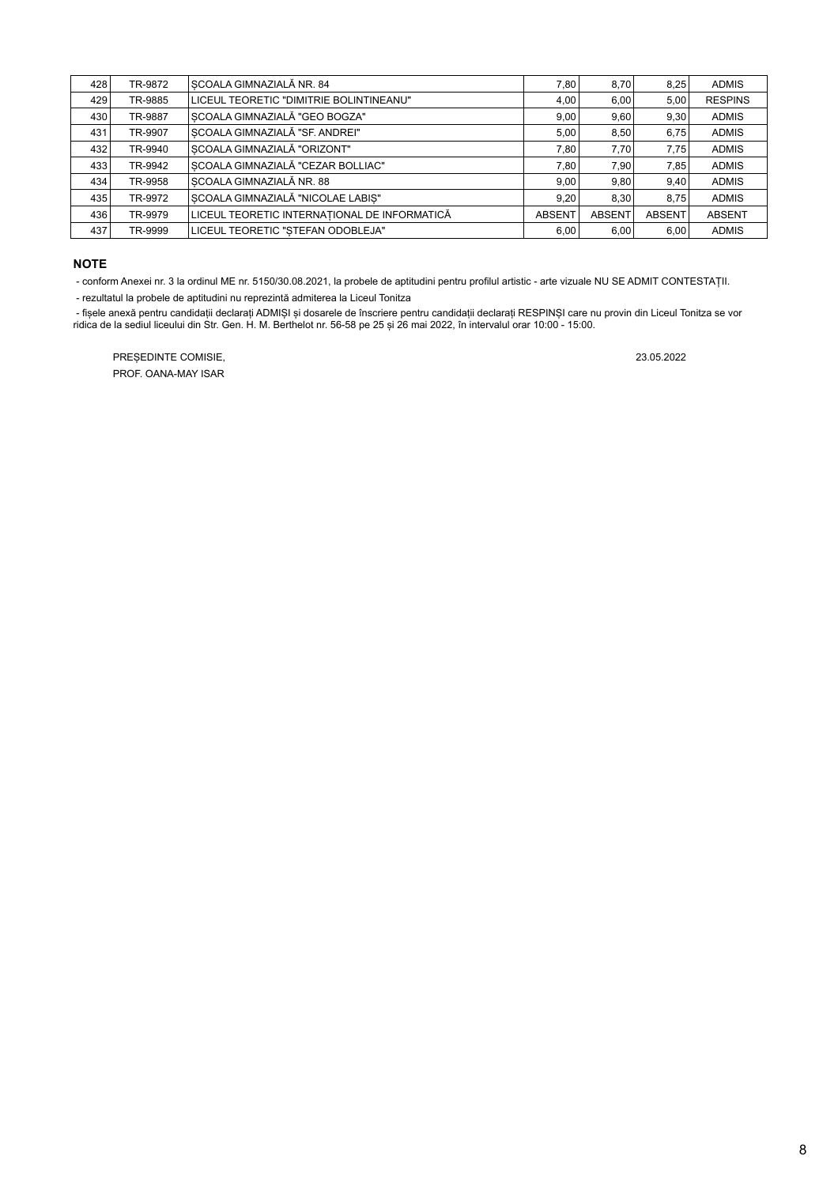| | | | | | | |
|---|---|---|---|---|---|---|
| 428 | TR-9872 | ȘCOALA GIMNAZIALĂ NR. 84 | 7,80 | 8,70 | 8,25 | ADMIS |
| 429 | TR-9885 | LICEUL TEORETIC "DIMITRIE BOLINTINEANU" | 4,00 | 6,00 | 5,00 | RESPINS |
| 430 | TR-9887 | ȘCOALA GIMNAZIALĂ "GEO BOGZA" | 9,00 | 9,60 | 9,30 | ADMIS |
| 431 | TR-9907 | ȘCOALA GIMNAZIALĂ "SF. ANDREI" | 5,00 | 8,50 | 6,75 | ADMIS |
| 432 | TR-9940 | ȘCOALA GIMNAZIALĂ "ORIZONT" | 7,80 | 7,70 | 7,75 | ADMIS |
| 433 | TR-9942 | ȘCOALA GIMNAZIALĂ "CEZAR BOLLIAC" | 7,80 | 7,90 | 7,85 | ADMIS |
| 434 | TR-9958 | ȘCOALA GIMNAZIALĂ NR. 88 | 9,00 | 9,80 | 9,40 | ADMIS |
| 435 | TR-9972 | ȘCOALA GIMNAZIALĂ "NICOLAE LABIȘ" | 9,20 | 8,30 | 8,75 | ADMIS |
| 436 | TR-9979 | LICEUL TEORETIC INTERNAȚIONAL DE INFORMATICĂ | ABSENT | ABSENT | ABSENT | ABSENT |
| 437 | TR-9999 | LICEUL TEORETIC "ȘTEFAN ODOBLEJA" | 6,00 | 6,00 | 6,00 | ADMIS |

**NOTE**

- conform Anexei nr. 3 la ordinul ME nr. 5150/30.08.2021, la probele de aptitudini pentru profilul artistic - arte vizuale NU SE ADMIT CONTESTAȚII.
- rezultatul la probele de aptitudini nu reprezintă admiterea la Liceul Tonitza
- fișele anexă pentru candidații declarați ADMIȘI și dosarele de înscriere pentru candidații declarați RESPINȘI care nu provin din Liceul Tonitza se vor ridica de la sediul liceului din Str. Gen. H. M. Berthelot nr. 56-58 pe 25 și 26 mai 2022, în intervalul orar 10:00 - 15:00.

PREȘEDINTE COMISIE,
PROF. OANA-MAY ISAR

23.05.2022